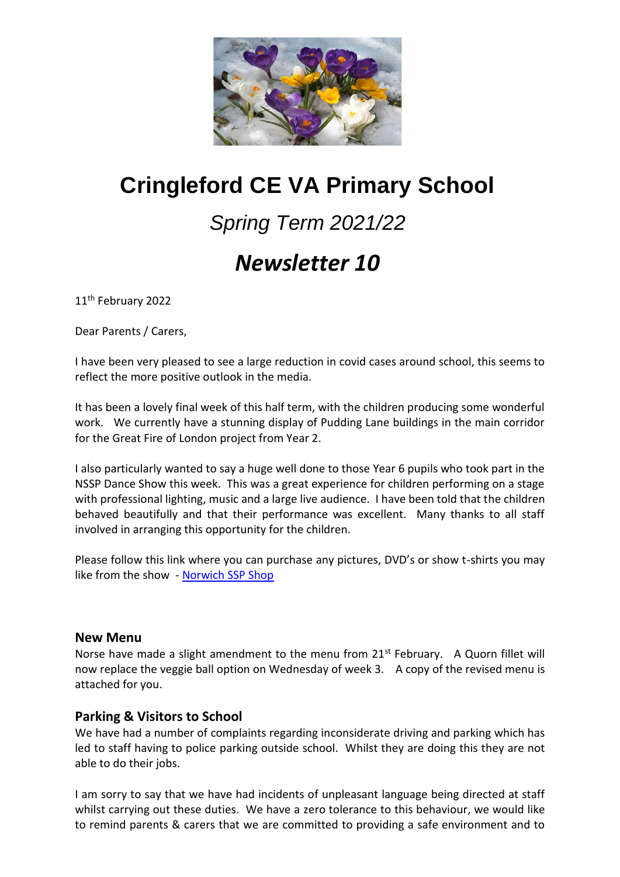# Cringleford CE VA Primary School

## *Spring Term 2021/22*

## ***Newsletter 10***

11th February 2022

Dear Parents / Carers,

I have been very pleased to see a large reduction in covid cases around school, this seems to reflect the more positive outlook in the media.

It has been a lovely final week of this half term, with the children producing some wonderful work. We currently have a stunning display of Pudding Lane buildings in the main corridor for the Great Fire of London project from Year 2.

I also particularly wanted to say a huge well done to those Year 6 pupils who took part in the NSSP Dance Show this week. This was a great experience for children performing on a stage with professional lighting, music and a large live audience. I have been told that the children behaved beautifully and that their performance was excellent. Many thanks to all staff involved in arranging this opportunity for the children.

Please follow this link where you can purchase any pictures, DVD's or show t-shirts you may like from the show - Norwich SSP Shop

### New Menu

Norse have made a slight amendment to the menu from 21st February. A Quorn fillet will now replace the veggie ball option on Wednesday of week 3. A copy of the revised menu is attached for you.

### Parking & Visitors to School

We have had a number of complaints regarding inconsiderate driving and parking which has led to staff having to police parking outside school. Whilst they are doing this they are not able to do their jobs.

I am sorry to say that we have had incidents of unpleasant language being directed at staff whilst carrying out these duties. We have a zero tolerance to this behaviour, we would like to remind parents & carers that we are committed to providing a safe environment and to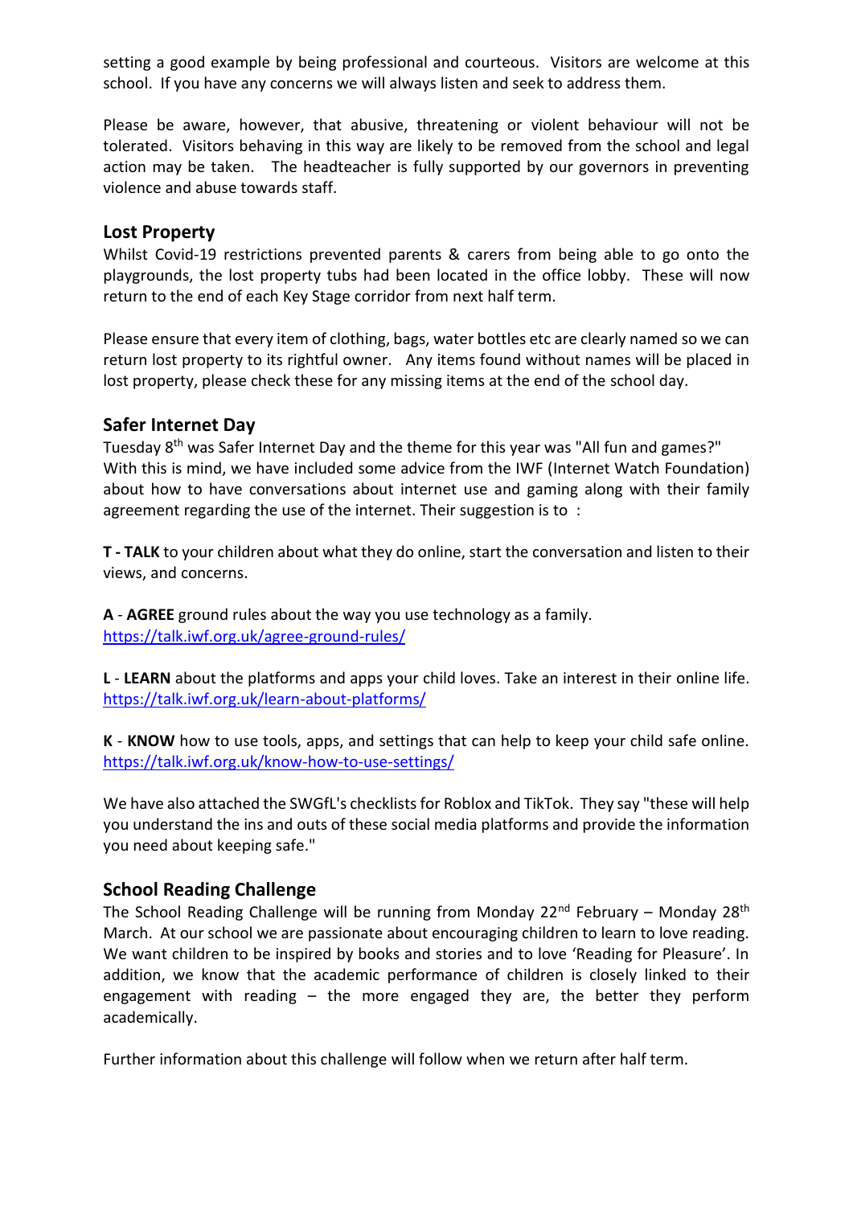setting a good example by being professional and courteous. Visitors are welcome at this school. If you have any concerns we will always listen and seek to address them.

Please be aware, however, that abusive, threatening or violent behaviour will not be tolerated. Visitors behaving in this way are likely to be removed from the school and legal action may be taken. The headteacher is fully supported by our governors in preventing violence and abuse towards staff.

## Lost Property

Whilst Covid-19 restrictions prevented parents & carers from being able to go onto the playgrounds, the lost property tubs had been located in the office lobby. These will now return to the end of each Key Stage corridor from next half term.

Please ensure that every item of clothing, bags, water bottles etc are clearly named so we can return lost property to its rightful owner. Any items found without names will be placed in lost property, please check these for any missing items at the end of the school day.

## Safer Internet Day

Tuesday 8th was Safer Internet Day and the theme for this year was "All fun and games?" With this is mind, we have included some advice from the IWF (Internet Watch Foundation) about how to have conversations about internet use and gaming along with their family agreement regarding the use of the internet. Their suggestion is to :

**T - TALK** to your children about what they do online, start the conversation and listen to their views, and concerns.

**A** - **AGREE** ground rules about the way you use technology as a family.
https://talk.iwf.org.uk/agree-ground-rules/

**L** - **LEARN** about the platforms and apps your child loves. Take an interest in their online life.
https://talk.iwf.org.uk/learn-about-platforms/

**K** - **KNOW** how to use tools, apps, and settings that can help to keep your child safe online.
https://talk.iwf.org.uk/know-how-to-use-settings/

We have also attached the SWGfL's checklists for Roblox and TikTok. They say "these will help you understand the ins and outs of these social media platforms and provide the information you need about keeping safe."

## School Reading Challenge

The School Reading Challenge will be running from Monday 22nd February – Monday 28th March. At our school we are passionate about encouraging children to learn to love reading. We want children to be inspired by books and stories and to love 'Reading for Pleasure'. In addition, we know that the academic performance of children is closely linked to their engagement with reading – the more engaged they are, the better they perform academically.

Further information about this challenge will follow when we return after half term.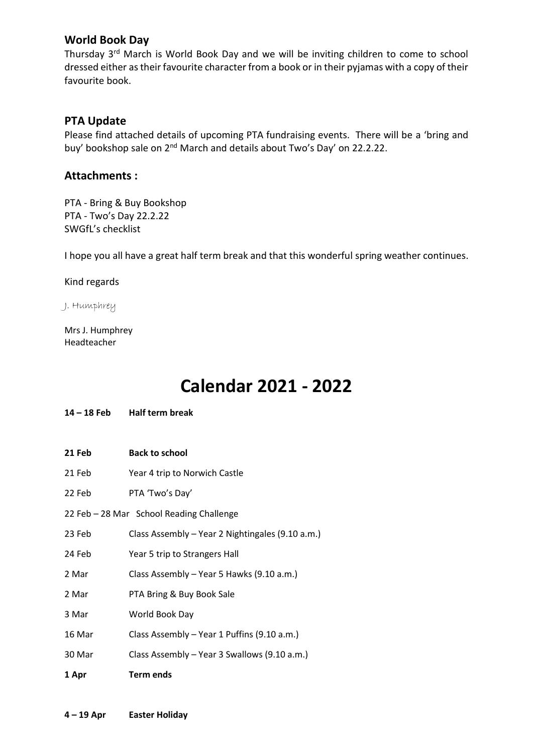## World Book Day

Thursday 3rd March is World Book Day and we will be inviting children to come to school dressed either as their favourite character from a book or in their pyjamas with a copy of their favourite book.

## PTA Update

Please find attached details of upcoming PTA fundraising events. There will be a 'bring and buy' bookshop sale on 2nd March and details about Two's Day' on 22.2.22.

## Attachments :

PTA - Bring & Buy Bookshop
PTA - Two's Day 22.2.22
SWGfL's checklist

I hope you all have a great half term break and that this wonderful spring weather continues.

Kind regards

J. Humphrey

Mrs J. Humphrey
Headteacher

# Calendar 2021 - 2022

**14 – 18 Feb** **Half term break**

**21 Feb** **Back to school**

21 Feb Year 4 trip to Norwich Castle

22 Feb PTA 'Two's Day'

22 Feb – 28 Mar School Reading Challenge

23 Feb Class Assembly – Year 2 Nightingales (9.10 a.m.)

24 Feb Year 5 trip to Strangers Hall

2 Mar Class Assembly – Year 5 Hawks (9.10 a.m.)

2 Mar PTA Bring & Buy Book Sale

3 Mar World Book Day

16 Mar Class Assembly – Year 1 Puffins (9.10 a.m.)

30 Mar Class Assembly – Year 3 Swallows (9.10 a.m.)

**1 Apr** **Term ends**

**4 – 19 Apr** **Easter Holiday**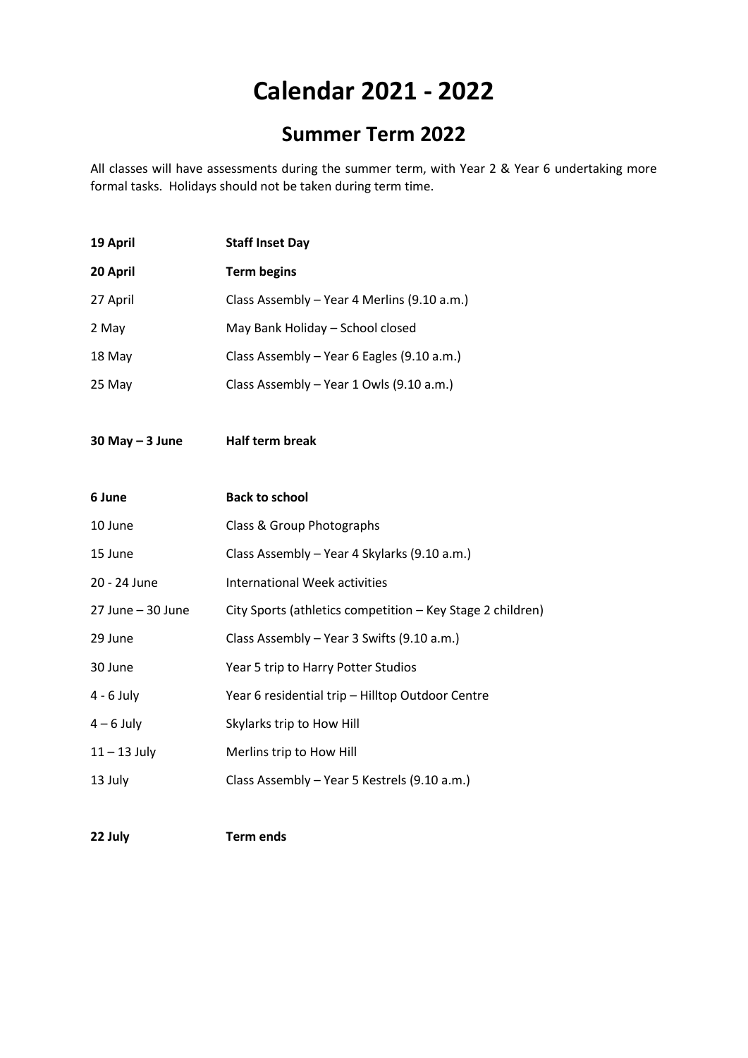# Calendar 2021 - 2022

## Summer Term 2022

All classes will have assessments during the summer term, with Year 2 & Year 6 undertaking more formal tasks. Holidays should not be taken during term time.

| | |
|---|---|
| **19 April** | **Staff Inset Day** |
| **20 April** | **Term begins** |
| 27 April | Class Assembly – Year 4 Merlins (9.10 a.m.) |
| 2 May | May Bank Holiday – School closed |
| 18 May | Class Assembly – Year 6 Eagles (9.10 a.m.) |
| 25 May | Class Assembly – Year 1 Owls (9.10 a.m.) |
| **30 May – 3 June** | **Half term break** |
| **6 June** | **Back to school** |
| 10 June | Class & Group Photographs |
| 15 June | Class Assembly – Year 4 Skylarks (9.10 a.m.) |
| 20 - 24 June | International Week activities |
| 27 June – 30 June | City Sports (athletics competition – Key Stage 2 children) |
| 29 June | Class Assembly – Year 3 Swifts (9.10 a.m.) |
| 30 June | Year 5 trip to Harry Potter Studios |
| 4 - 6 July | Year 6 residential trip – Hilltop Outdoor Centre |
| 4 – 6 July | Skylarks trip to How Hill |
| 11 – 13 July | Merlins trip to How Hill |
| 13 July | Class Assembly – Year 5 Kestrels (9.10 a.m.) |
| **22 July** | **Term ends** |